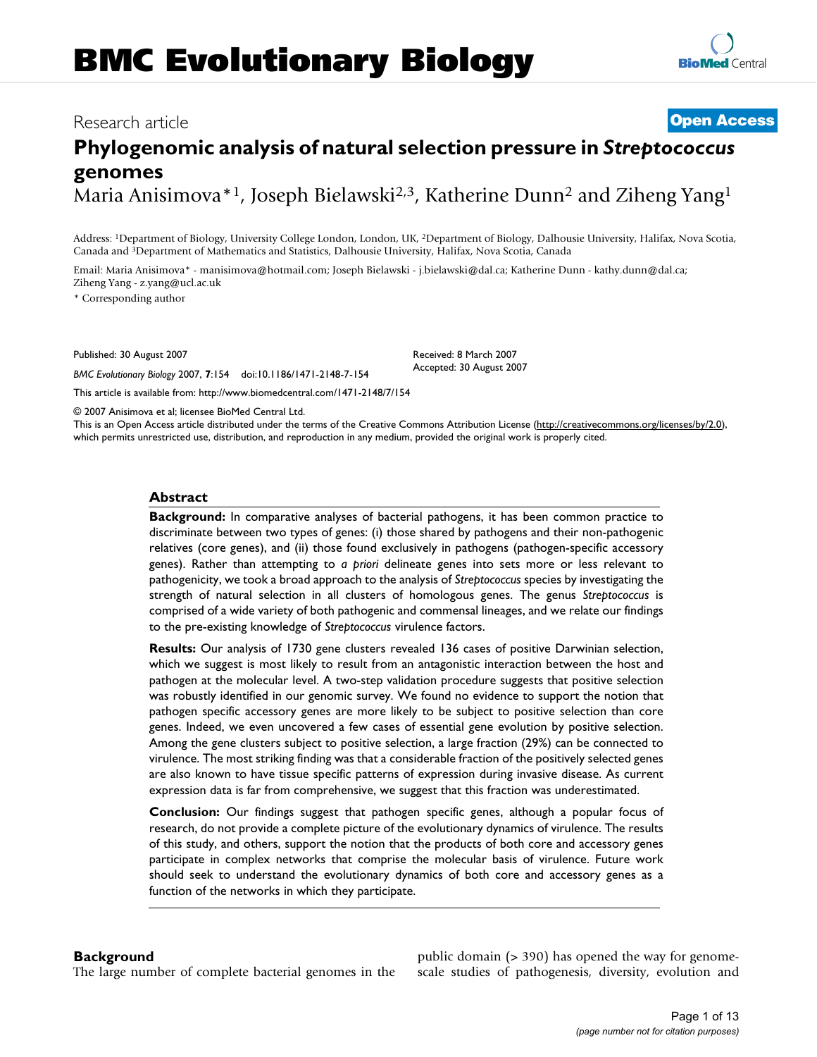# BMC Evolutionary Biology

Research article

**Open Access**

## Phylogenomic analysis of natural selection pressure in *Streptococcus* genomes

Maria Anisimova*[1], Joseph Bielawski[2,3], Katherine Dunn[2] and Ziheng Yang[1]

Address: [1]Department of Biology, University College London, London, UK, [2]Department of Biology, Dalhousie University, Halifax, Nova Scotia, Canada and [3]Department of Mathematics and Statistics, Dalhousie University, Halifax, Nova Scotia, Canada

Email: Maria Anisimova* - manisimova@hotmail.com; Joseph Bielawski - j.bielawski@dal.ca; Katherine Dunn - kathy.dunn@dal.ca; Ziheng Yang - z.yang@ucl.ac.uk

* Corresponding author

Published: 30 August 2007

*BMC Evolutionary Biology* 2007, **7**:154 doi:10.1186/1471-2148-7-154

Received: 8 March 2007
Accepted: 30 August 2007

This article is available from: http://www.biomedcentral.com/1471-2148/7/154

© 2007 Anisimova et al; licensee BioMed Central Ltd.
This is an Open Access article distributed under the terms of the Creative Commons Attribution License (http://creativecommons.org/licenses/by/2.0), which permits unrestricted use, distribution, and reproduction in any medium, provided the original work is properly cited.

### Abstract

**Background:** In comparative analyses of bacterial pathogens, it has been common practice to discriminate between two types of genes: (i) those shared by pathogens and their non-pathogenic relatives (core genes), and (ii) those found exclusively in pathogens (pathogen-specific accessory genes). Rather than attempting to *a priori* delineate genes into sets more or less relevant to pathogenicity, we took a broad approach to the analysis of *Streptococcus* species by investigating the strength of natural selection in all clusters of homologous genes. The genus *Streptococcus* is comprised of a wide variety of both pathogenic and commensal lineages, and we relate our findings to the pre-existing knowledge of *Streptococcus* virulence factors.

**Results:** Our analysis of 1730 gene clusters revealed 136 cases of positive Darwinian selection, which we suggest is most likely to result from an antagonistic interaction between the host and pathogen at the molecular level. A two-step validation procedure suggests that positive selection was robustly identified in our genomic survey. We found no evidence to support the notion that pathogen specific accessory genes are more likely to be subject to positive selection than core genes. Indeed, we even uncovered a few cases of essential gene evolution by positive selection. Among the gene clusters subject to positive selection, a large fraction (29%) can be connected to virulence. The most striking finding was that a considerable fraction of the positively selected genes are also known to have tissue specific patterns of expression during invasive disease. As current expression data is far from comprehensive, we suggest that this fraction was underestimated.

**Conclusion:** Our findings suggest that pathogen specific genes, although a popular focus of research, do not provide a complete picture of the evolutionary dynamics of virulence. The results of this study, and others, support the notion that the products of both core and accessory genes participate in complex networks that comprise the molecular basis of virulence. Future work should seek to understand the evolutionary dynamics of both core and accessory genes as a function of the networks in which they participate.

### Background

The large number of complete bacterial genomes in the public domain (> 390) has opened the way for genome-scale studies of pathogenesis, diversity, evolution and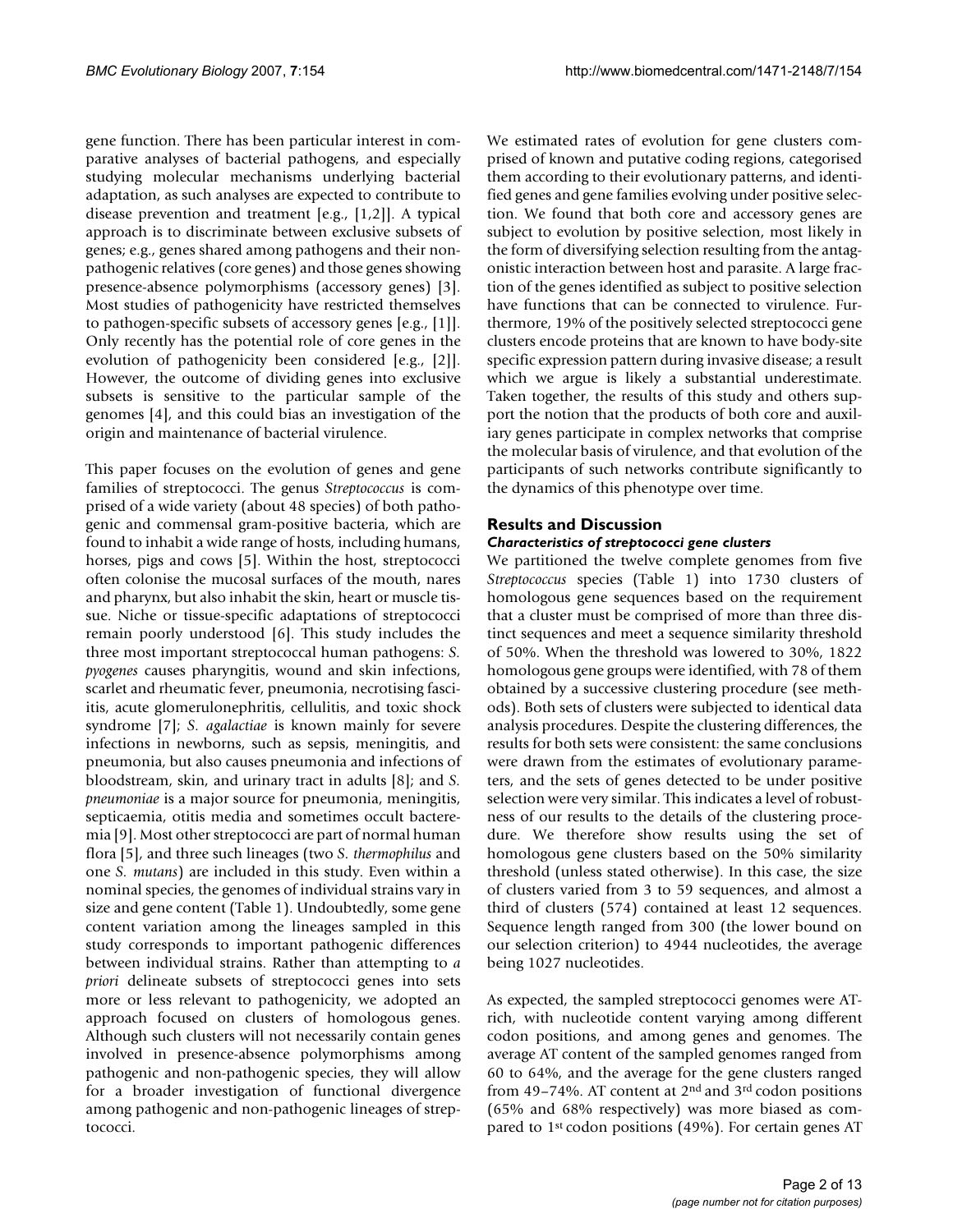gene function. There has been particular interest in comparative analyses of bacterial pathogens, and especially studying molecular mechanisms underlying bacterial adaptation, as such analyses are expected to contribute to disease prevention and treatment [e.g., [1,2]]. A typical approach is to discriminate between exclusive subsets of genes; e.g., genes shared among pathogens and their non-pathogenic relatives (core genes) and those genes showing presence-absence polymorphisms (accessory genes) [3]. Most studies of pathogenicity have restricted themselves to pathogen-specific subsets of accessory genes [e.g., [1]]. Only recently has the potential role of core genes in the evolution of pathogenicity been considered [e.g., [2]]. However, the outcome of dividing genes into exclusive subsets is sensitive to the particular sample of the genomes [4], and this could bias an investigation of the origin and maintenance of bacterial virulence.

This paper focuses on the evolution of genes and gene families of streptococci. The genus *Streptococcus* is comprised of a wide variety (about 48 species) of both pathogenic and commensal gram-positive bacteria, which are found to inhabit a wide range of hosts, including humans, horses, pigs and cows [5]. Within the host, streptococci often colonise the mucosal surfaces of the mouth, nares and pharynx, but also inhabit the skin, heart or muscle tissue. Niche or tissue-specific adaptations of streptococci remain poorly understood [6]. This study includes the three most important streptococcal human pathogens: *S. pyogenes* causes pharyngitis, wound and skin infections, scarlet and rheumatic fever, pneumonia, necrotising fasciitis, acute glomerulonephritis, cellulitis, and toxic shock syndrome [7]; *S. agalactiae* is known mainly for severe infections in newborns, such as sepsis, meningitis, and pneumonia, but also causes pneumonia and infections of bloodstream, skin, and urinary tract in adults [8]; and *S. pneumoniae* is a major source for pneumonia, meningitis, septicaemia, otitis media and sometimes occult bacteremia [9]. Most other streptococci are part of normal human flora [5], and three such lineages (two *S. thermophilus* and one *S. mutans*) are included in this study. Even within a nominal species, the genomes of individual strains vary in size and gene content (Table 1). Undoubtedly, some gene content variation among the lineages sampled in this study corresponds to important pathogenic differences between individual strains. Rather than attempting to *a priori* delineate subsets of streptococci genes into sets more or less relevant to pathogenicity, we adopted an approach focused on clusters of homologous genes. Although such clusters will not necessarily contain genes involved in presence-absence polymorphisms among pathogenic and non-pathogenic species, they will allow for a broader investigation of functional divergence among pathogenic and non-pathogenic lineages of streptococci.

We estimated rates of evolution for gene clusters comprised of known and putative coding regions, categorised them according to their evolutionary patterns, and identified genes and gene families evolving under positive selection. We found that both core and accessory genes are subject to evolution by positive selection, most likely in the form of diversifying selection resulting from the antagonistic interaction between host and parasite. A large fraction of the genes identified as subject to positive selection have functions that can be connected to virulence. Furthermore, 19% of the positively selected streptococci gene clusters encode proteins that are known to have body-site specific expression pattern during invasive disease; a result which we argue is likely a substantial underestimate. Taken together, the results of this study and others support the notion that the products of both core and auxiliary genes participate in complex networks that comprise the molecular basis of virulence, and that evolution of the participants of such networks contribute significantly to the dynamics of this phenotype over time.

## Results and Discussion

### *Characteristics of streptococci gene clusters*

We partitioned the twelve complete genomes from five *Streptococcus* species (Table 1) into 1730 clusters of homologous gene sequences based on the requirement that a cluster must be comprised of more than three distinct sequences and meet a sequence similarity threshold of 50%. When the threshold was lowered to 30%, 1822 homologous gene groups were identified, with 78 of them obtained by a successive clustering procedure (see methods). Both sets of clusters were subjected to identical data analysis procedures. Despite the clustering differences, the results for both sets were consistent: the same conclusions were drawn from the estimates of evolutionary parameters, and the sets of genes detected to be under positive selection were very similar. This indicates a level of robustness of our results to the details of the clustering procedure. We therefore show results using the set of homologous gene clusters based on the 50% similarity threshold (unless stated otherwise). In this case, the size of clusters varied from 3 to 59 sequences, and almost a third of clusters (574) contained at least 12 sequences. Sequence length ranged from 300 (the lower bound on our selection criterion) to 4944 nucleotides, the average being 1027 nucleotides.

As expected, the sampled streptococci genomes were AT-rich, with nucleotide content varying among different codon positions, and among genes and genomes. The average AT content of the sampled genomes ranged from 60 to 64%, and the average for the gene clusters ranged from 49–74%. AT content at 2nd and 3rd codon positions (65% and 68% respectively) was more biased as compared to 1st codon positions (49%). For certain genes AT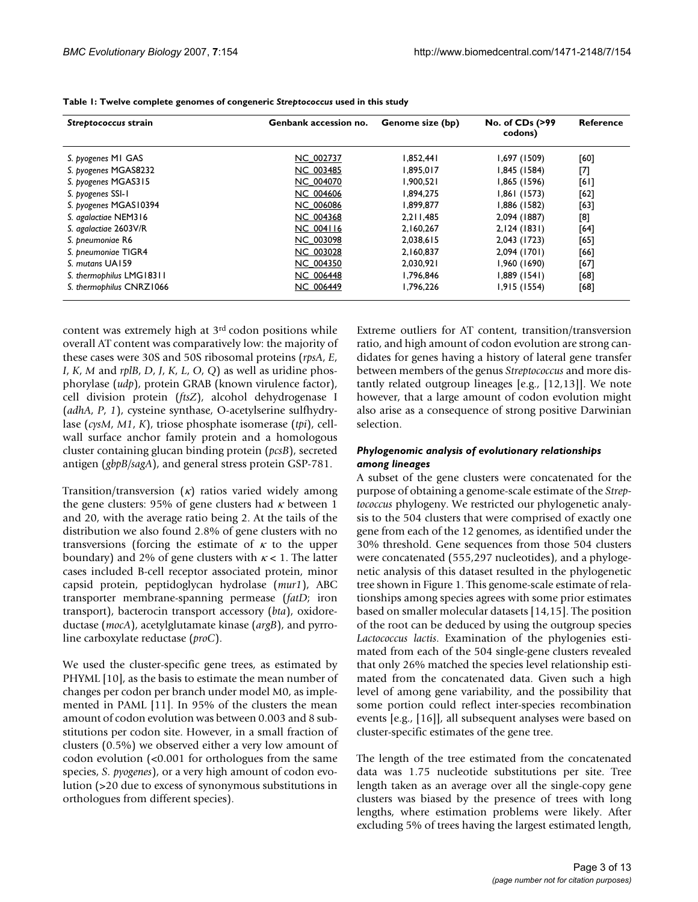**Table 1: Twelve complete genomes of congeneric *Streptococcus* used in this study**

| *Streptococcus* strain | Genbank accession no. | Genome size (bp) | No. of CDs (>99 codons) | Reference |
|---|---|---|---|---|
| *S. pyogenes* M1 GAS | NC_002737 | 1,852,441 | 1,697 (1509) | [60] |
| *S. pyogenes* MGAS8232 | NC_003485 | 1,895,017 | 1,845 (1584) | [7] |
| *S. pyogenes* MGAS315 | NC_004070 | 1,900,521 | 1,865 (1596) | [61] |
| *S. pyogenes* SSI-1 | NC_004606 | 1,894,275 | 1,861 (1573) | [62] |
| *S. pyogenes* MGAS10394 | NC_006086 | 1,899,877 | 1,886 (1582) | [63] |
| *S. agalactiae* NEM316 | NC_004368 | 2,211,485 | 2,094 (1887) | [8] |
| *S. agalactiae* 2603V/R | NC_004116 | 2,160,267 | 2,124 (1831) | [64] |
| *S. pneumoniae* R6 | NC_003098 | 2,038,615 | 2,043 (1723) | [65] |
| *S. pneumoniae* TIGR4 | NC_003028 | 2,160,837 | 2,094 (1701) | [66] |
| *S. mutans* UA159 | NC_004350 | 2,030,921 | 1,960 (1690) | [67] |
| *S. thermophilus* LMG18311 | NC_006448 | 1,796,846 | 1,889 (1541) | [68] |
| *S. thermophilus* CNRZ1066 | NC_006449 | 1,796,226 | 1,915 (1554) | [68] |

content was extremely high at 3rd codon positions while overall AT content was comparatively low: the majority of these cases were 30S and 50S ribosomal proteins (*rpsA*, *E*, *I*, *K*, *M* and *rplB*, *D*, *J*, *K*, *L*, *O*, *Q*) as well as uridine phosphorylase (*udp*), protein GRAB (known virulence factor), cell division protein (*ftsZ*), alcohol dehydrogenase I (*adhA*, *P*, *1*), cysteine synthase, O-acetylserine sulfhydrylase (*cysM*, *M1*, *K*), triose phosphate isomerase (*tpi*), cell-wall surface anchor family protein and a homologous cluster containing glucan binding protein (*pcsB*), secreted antigen (*gbpB/sagA*), and general stress protein GSP-781.

Transition/transversion ($\kappa$) ratios varied widely among the gene clusters: 95% of gene clusters had $\kappa$ between 1 and 20, with the average ratio being 2. At the tails of the distribution we also found 2.8% of gene clusters with no transversions (forcing the estimate of $\kappa$ to the upper boundary) and 2% of gene clusters with $\kappa < 1$. The latter cases included B-cell receptor associated protein, minor capsid protein, peptidoglycan hydrolase (*mur1*), ABC transporter membrane-spanning permease (*fatD*; iron transport), bacterocin transport accessory (*bta*), oxidoreductase (*mocA*), acetylglutamate kinase (*argB*), and pyrroline carboxylate reductase (*proC*).

We used the cluster-specific gene trees, as estimated by PHYML [10], as the basis to estimate the mean number of changes per codon per branch under model M0, as implemented in PAML [11]. In 95% of the clusters the mean amount of codon evolution was between 0.003 and 8 substitutions per codon site. However, in a small fraction of clusters (0.5%) we observed either a very low amount of codon evolution (<0.001 for orthologues from the same species, *S. pyogenes*), or a very high amount of codon evolution (>20 due to excess of synonymous substitutions in orthologues from different species).

Extreme outliers for AT content, transition/transversion ratio, and high amount of codon evolution are strong candidates for genes having a history of lateral gene transfer between members of the genus *Streptococcus* and more distantly related outgroup lineages [e.g., [12,13]]. We note however, that a large amount of codon evolution might also arise as a consequence of strong positive Darwinian selection.

### *Phylogenomic analysis of evolutionary relationships among lineages*

A subset of the gene clusters were concatenated for the purpose of obtaining a genome-scale estimate of the *Streptococcus* phylogeny. We restricted our phylogenetic analysis to the 504 clusters that were comprised of exactly one gene from each of the 12 genomes, as identified under the 30% threshold. Gene sequences from those 504 clusters were concatenated (555,297 nucleotides), and a phylogenetic analysis of this dataset resulted in the phylogenetic tree shown in Figure 1. This genome-scale estimate of relationships among species agrees with some prior estimates based on smaller molecular datasets [14,15]. The position of the root can be deduced by using the outgroup species *Lactococcus lactis*. Examination of the phylogenies estimated from each of the 504 single-gene clusters revealed that only 26% matched the species level relationship estimated from the concatenated data. Given such a high level of among gene variability, and the possibility that some portion could reflect inter-species recombination events [e.g., [16]], all subsequent analyses were based on cluster-specific estimates of the gene tree.

The length of the tree estimated from the concatenated data was 1.75 nucleotide substitutions per site. Tree length taken as an average over all the single-copy gene clusters was biased by the presence of trees with long lengths, where estimation problems were likely. After excluding 5% of trees having the largest estimated length,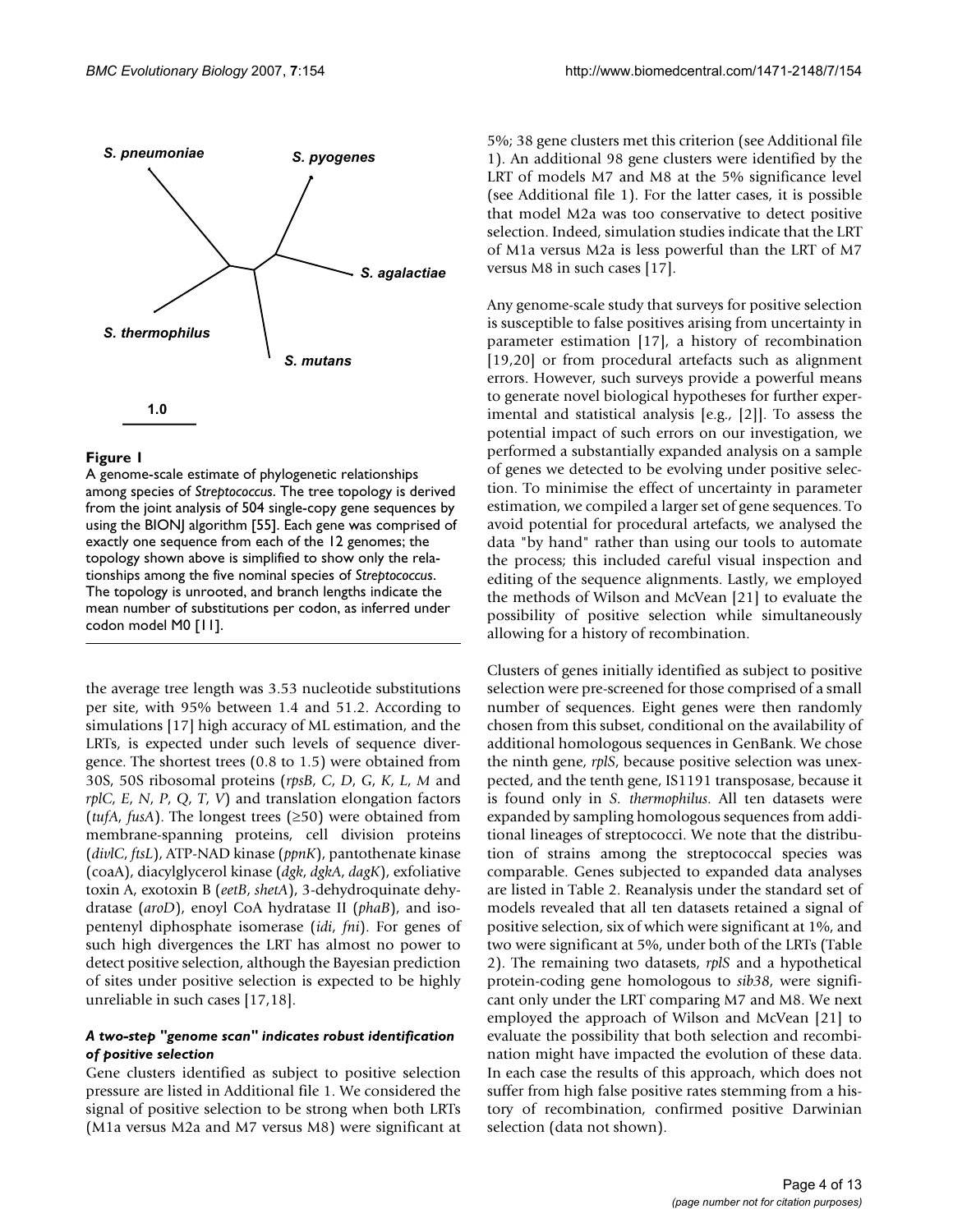**Figure 1**
A genome-scale estimate of phylogenetic relationships among species of *Streptococcus*. The tree topology is derived from the joint analysis of 504 single-copy gene sequences by using the BIONJ algorithm [55]. Each gene was comprised of exactly one sequence from each of the 12 genomes; the topology shown above is simplified to show only the relationships among the five nominal species of *Streptococcus*. The topology is unrooted, and branch lengths indicate the mean number of substitutions per codon, as inferred under codon model M0 [11].

the average tree length was 3.53 nucleotide substitutions per site, with 95% between 1.4 and 51.2. According to simulations [17] high accuracy of ML estimation, and the LRTs, is expected under such levels of sequence divergence. The shortest trees (0.8 to 1.5) were obtained from 30S, 50S ribosomal proteins (*rpsB*, *C*, *D*, *G*, *K*, *L*, *M* and *rplC*, *E*, *N*, *P*, *Q*, *T*, *V*) and translation elongation factors (*tufA*, *fusA*). The longest trees (≥50) were obtained from membrane-spanning proteins, cell division proteins (*divlC*, *ftsL*), ATP-NAD kinase (*ppnK*), pantothenate kinase (coaA), diacylglycerol kinase (*dgk*, *dgkA*, *dagK*), exfoliative toxin A, exotoxin B (*eetB*, *shetA*), 3-dehydroquinate dehydratase (*aroD*), enoyl CoA hydratase II (*phaB*), and isopentenyl diphosphate isomerase (*idi*, *fni*). For genes of such high divergences the LRT has almost no power to detect positive selection, although the Bayesian prediction of sites under positive selection is expected to be highly unreliable in such cases [17,18].

### *A two-step "genome scan" indicates robust identification of positive selection*

Gene clusters identified as subject to positive selection pressure are listed in Additional file 1. We considered the signal of positive selection to be strong when both LRTs (M1a versus M2a and M7 versus M8) were significant at 5%; 38 gene clusters met this criterion (see Additional file 1). An additional 98 gene clusters were identified by the LRT of models M7 and M8 at the 5% significance level (see Additional file 1). For the latter cases, it is possible that model M2a was too conservative to detect positive selection. Indeed, simulation studies indicate that the LRT of M1a versus M2a is less powerful than the LRT of M7 versus M8 in such cases [17].

Any genome-scale study that surveys for positive selection is susceptible to false positives arising from uncertainty in parameter estimation [17], a history of recombination [19,20] or from procedural artefacts such as alignment errors. However, such surveys provide a powerful means to generate novel biological hypotheses for further experimental and statistical analysis [e.g., [2]]. To assess the potential impact of such errors on our investigation, we performed a substantially expanded analysis on a sample of genes we detected to be evolving under positive selection. To minimise the effect of uncertainty in parameter estimation, we compiled a larger set of gene sequences. To avoid potential for procedural artefacts, we analysed the data "by hand" rather than using our tools to automate the process; this included careful visual inspection and editing of the sequence alignments. Lastly, we employed the methods of Wilson and McVean [21] to evaluate the possibility of positive selection while simultaneously allowing for a history of recombination.

Clusters of genes initially identified as subject to positive selection were pre-screened for those comprised of a small number of sequences. Eight genes were then randomly chosen from this subset, conditional on the availability of additional homologous sequences in GenBank. We chose the ninth gene, *rplS*, because positive selection was unexpected, and the tenth gene, IS1191 transposase, because it is found only in *S. thermophilus*. All ten datasets were expanded by sampling homologous sequences from additional lineages of streptococci. We note that the distribution of strains among the streptococcal species was comparable. Genes subjected to expanded data analyses are listed in Table 2. Reanalysis under the standard set of models revealed that all ten datasets retained a signal of positive selection, six of which were significant at 1%, and two were significant at 5%, under both of the LRTs (Table 2). The remaining two datasets, *rplS* and a hypothetical protein-coding gene homologous to *sib38*, were significant only under the LRT comparing M7 and M8. We next employed the approach of Wilson and McVean [21] to evaluate the possibility that both selection and recombination might have impacted the evolution of these data. In each case the results of this approach, which does not suffer from high false positive rates stemming from a history of recombination, confirmed positive Darwinian selection (data not shown).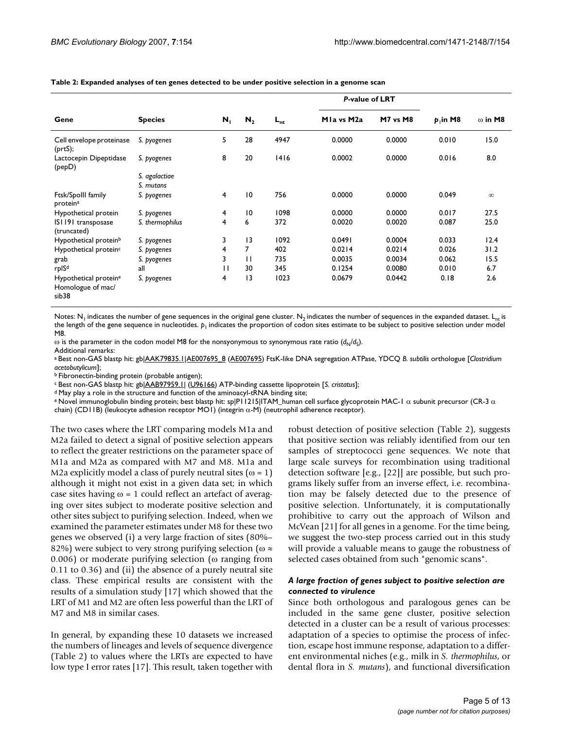**Table 2: Expanded analyses of ten genes detected to be under positive selection in a genome scan**

| Gene | Species | $N_1$ | $N_2$ | $L_{nt}$ | *P*-value of LRT | | $p_1$ in M8 | ω in M8 |
|---|---|---|---|---|---|---|---|---|
| | | | | | M1a vs M2a | M7 vs M8 | | |
| Cell envelope proteinase (prtS); | *S. pyogenes* | 5 | 28 | 4947 | 0.0000 | 0.0000 | 0.010 | 15.0 |
| Lactocepin Dipeptidase (pepD) | *S. pyogenes* | 8 | 20 | 1416 | 0.0002 | 0.0000 | 0.016 | 8.0 |
| | *S. agalactiae* *S. mutans* | | | | | | | |
| Ftsk/SpoIII family protein[a] | *S. pyogenes* | 4 | 10 | 756 | 0.0000 | 0.0000 | 0.049 | ∞ |
| Hypothetical protein | *S. pyogenes* | 4 | 10 | 1098 | 0.0000 | 0.0000 | 0.017 | 27.5 |
| IS1191 transposase (truncated) | *S. thermophilus* | 4 | 6 | 372 | 0.0020 | 0.0020 | 0.087 | 25.0 |
| Hypothetical protein[b] | *S. pyogenes* | 3 | 13 | 1092 | 0.0491 | 0.0004 | 0.033 | 12.4 |
| Hypothetical protein[c] | *S. pyogenes* | 4 | 7 | 402 | 0.0214 | 0.0214 | 0.026 | 31.2 |
| grab | *S. pyogenes* | 3 | 11 | 735 | 0.0035 | 0.0034 | 0.062 | 15.5 |
| rplS[d] | all | 11 | 30 | 345 | 0.1254 | 0.0080 | 0.010 | 6.7 |
| Hypothetical protein[e] Homologue of mac/sib38 | *S. pyogenes* | 4 | 13 | 1023 | 0.0679 | 0.0442 | 0.18 | 2.6 |

Notes: $N_1$ indicates the number of gene sequences in the original gene cluster. $N_2$ indicates the number of sequences in the expanded dataset. $L_{nt}$ is the length of the gene sequence in nucleotides. $p_1$ indicates the proportion of codon sites estimate to be subject to positive selection under model M8.

ω is the parameter in the codon model M8 for the nonsyonymous to synonymous rate ratio ($d_N/d_S$).

Additional remarks:

[a] Best non-GAS blastp hit: gb|AAK79835.1|AE007695_8 (AE007695) FtsK-like DNA segregation ATPase, YDCQ *B. subtilis* orthologue [*Clostridium acetobutylicum*];

[b] Fibronectin-binding protein (probable antigen);

[c] Best non-GAS blastp hit: gb|AAB97959.1| (U96166) ATP-binding cassette lipoprotein [*S. cristatus*];

[d] May play a role in the structure and function of the aminoacyl-tRNA binding site;

[e] Novel immunoglobulin binding protein; best blastp hit: sp|P11215|ITAM_human cell surface glycoprotein MAC-1 α subunit precursor (CR-3 α chain) (CD11B) (leukocyte adhesion receptor MO1) (integrin α-M) (neutrophil adherence receptor).

The two cases where the LRT comparing models M1a and M2a failed to detect a signal of positive selection appears to reflect the greater restrictions on the parameter space of M1a and M2a as compared with M7 and M8. M1a and M2a explicitly model a class of purely neutral sites (ω = 1) although it might not exist in a given data set; in which case sites having ω = 1 could reflect an artefact of averaging over sites subject to moderate positive selection and other sites subject to purifying selection. Indeed, when we examined the parameter estimates under M8 for these two genes we observed (i) a very large fraction of sites (80%–82%) were subject to very strong purifying selection (ω ≈ 0.006) or moderate purifying selection (ω ranging from 0.11 to 0.36) and (ii) the absence of a purely neutral site class. These empirical results are consistent with the results of a simulation study [17] which showed that the LRT of M1 and M2 are often less powerful than the LRT of M7 and M8 in similar cases.

In general, by expanding these 10 datasets we increased the numbers of lineages and levels of sequence divergence (Table 2) to values where the LRTs are expected to have low type I error rates [17]. This result, taken together with robust detection of positive selection (Table 2), suggests that positive section was reliably identified from our ten samples of streptococci gene sequences. We note that large scale surveys for recombination using traditional detection software [e.g., [22]] are possible, but such programs likely suffer from an inverse effect, i.e. recombination may be falsely detected due to the presence of positive selection. Unfortunately, it is computationally prohibitive to carry out the approach of Wilson and McVean [21] for all genes in a genome. For the time being, we suggest the two-step process carried out in this study will provide a valuable means to gauge the robustness of selected cases obtained from such "genomic scans".

### *A large fraction of genes subject to positive selection are connected to virulence*

Since both orthologous and paralogous genes can be included in the same gene cluster, positive selection detected in a cluster can be a result of various processes: adaptation of a species to optimise the process of infection, escape host immune response, adaptation to a different environmental niches (e.g., milk in *S. thermophilus*, or dental flora in *S. mutans*), and functional diversification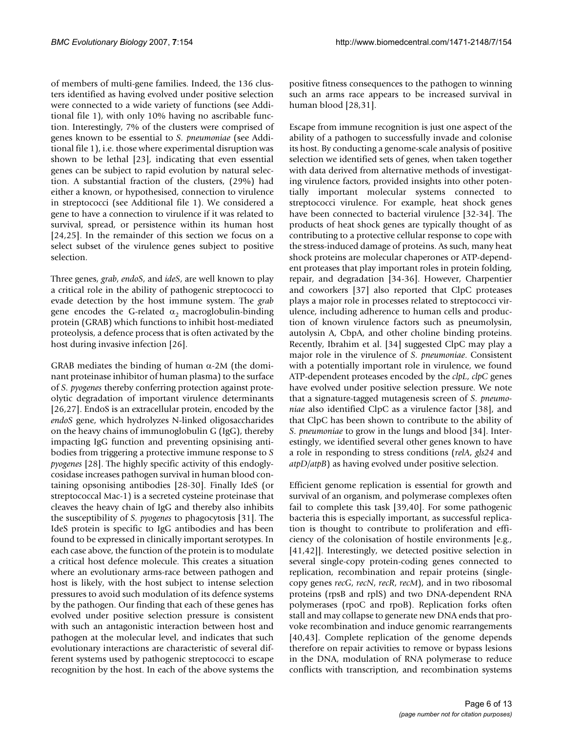of members of multi-gene families. Indeed, the 136 clusters identified as having evolved under positive selection were connected to a wide variety of functions (see Additional file 1), with only 10% having no ascribable function. Interestingly, 7% of the clusters were comprised of genes known to be essential to *S. pneumoniae* (see Additional file 1), i.e. those where experimental disruption was shown to be lethal [23], indicating that even essential genes can be subject to rapid evolution by natural selection. A substantial fraction of the clusters, (29%) had either a known, or hypothesised, connection to virulence in streptococci (see Additional file 1). We considered a gene to have a connection to virulence if it was related to survival, spread, or persistence within its human host [24,25]. In the remainder of this section we focus on a select subset of the virulence genes subject to positive selection.

Three genes, *grab*, *endoS*, and *ideS*, are well known to play a critical role in the ability of pathogenic streptococci to evade detection by the host immune system. The *grab* gene encodes the G-related $\alpha_2$ macroglobulin-binding protein (GRAB) which functions to inhibit host-mediated proteolysis, a defence process that is often activated by the host during invasive infection [26].

GRAB mediates the binding of human $\alpha$-2M (the dominant proteinase inhibitor of human plasma) to the surface of *S. pyogenes* thereby conferring protection against proteolytic degradation of important virulence determinants [26,27]. EndoS is an extracellular protein, encoded by the *endoS* gene, which hydrolyzes N-linked oligosaccharides on the heavy chains of immunoglobulin G (IgG), thereby impacting IgG function and preventing opsinising antibodies from triggering a protective immune response to *S pyogenes* [28]. The highly specific activity of this endoglycosidase increases pathogen survival in human blood containing opsonising antibodies [28-30]. Finally IdeS (or streptococcal Mac-1) is a secreted cysteine proteinase that cleaves the heavy chain of IgG and thereby also inhibits the susceptibility of *S. pyogenes* to phagocytosis [31]. The IdeS protein is specific to IgG antibodies and has been found to be expressed in clinically important serotypes. In each case above, the function of the protein is to modulate a critical host defence molecule. This creates a situation where an evolutionary arms-race between pathogen and host is likely, with the host subject to intense selection pressures to avoid such modulation of its defence systems by the pathogen. Our finding that each of these genes has evolved under positive selection pressure is consistent with such an antagonistic interaction between host and pathogen at the molecular level, and indicates that such evolutionary interactions are characteristic of several different systems used by pathogenic streptococci to escape recognition by the host. In each of the above systems the positive fitness consequences to the pathogen to winning such an arms race appears to be increased survival in human blood [28,31].

Escape from immune recognition is just one aspect of the ability of a pathogen to successfully invade and colonise its host. By conducting a genome-scale analysis of positive selection we identified sets of genes, when taken together with data derived from alternative methods of investigating virulence factors, provided insights into other potentially important molecular systems connected to streptococci virulence. For example, heat shock genes have been connected to bacterial virulence [32-34]. The products of heat shock genes are typically thought of as contributing to a protective cellular response to cope with the stress-induced damage of proteins. As such, many heat shock proteins are molecular chaperones or ATP-dependent proteases that play important roles in protein folding, repair, and degradation [34-36]. However, Charpentier and coworkers [37] also reported that ClpC proteases plays a major role in processes related to streptococci virulence, including adherence to human cells and production of known virulence factors such as pneumolysin, autolysin A, CbpA, and other choline binding proteins. Recently, Ibrahim et al. [34] suggested ClpC may play a major role in the virulence of *S. pneumoniae*. Consistent with a potentially important role in virulence, we found ATP-dependent proteases encoded by the *clpL*, *clpC* genes have evolved under positive selection pressure. We note that a signature-tagged mutagenesis screen of *S. pneumoniae* also identified ClpC as a virulence factor [38], and that ClpC has been shown to contribute to the ability of *S. pneumoniae* to grow in the lungs and blood [34]. Interestingly, we identified several other genes known to have a role in responding to stress conditions (*relA*, *gls24* and *atpD*/*atpB*) as having evolved under positive selection.

Efficient genome replication is essential for growth and survival of an organism, and polymerase complexes often fail to complete this task [39,40]. For some pathogenic bacteria this is especially important, as successful replication is thought to contribute to proliferation and efficiency of the colonisation of hostile environments [e.g., [41,42]]. Interestingly, we detected positive selection in several single-copy protein-coding genes connected to replication, recombination and repair proteins (single-copy genes *recG*, *recN*, *recR*, *recM*), and in two ribosomal proteins (rpsB and rplS) and two DNA-dependent RNA polymerases (rpoC and rpoB). Replication forks often stall and may collapse to generate new DNA ends that provoke recombination and induce genomic rearrangements [40,43]. Complete replication of the genome depends therefore on repair activities to remove or bypass lesions in the DNA, modulation of RNA polymerase to reduce conflicts with transcription, and recombination systems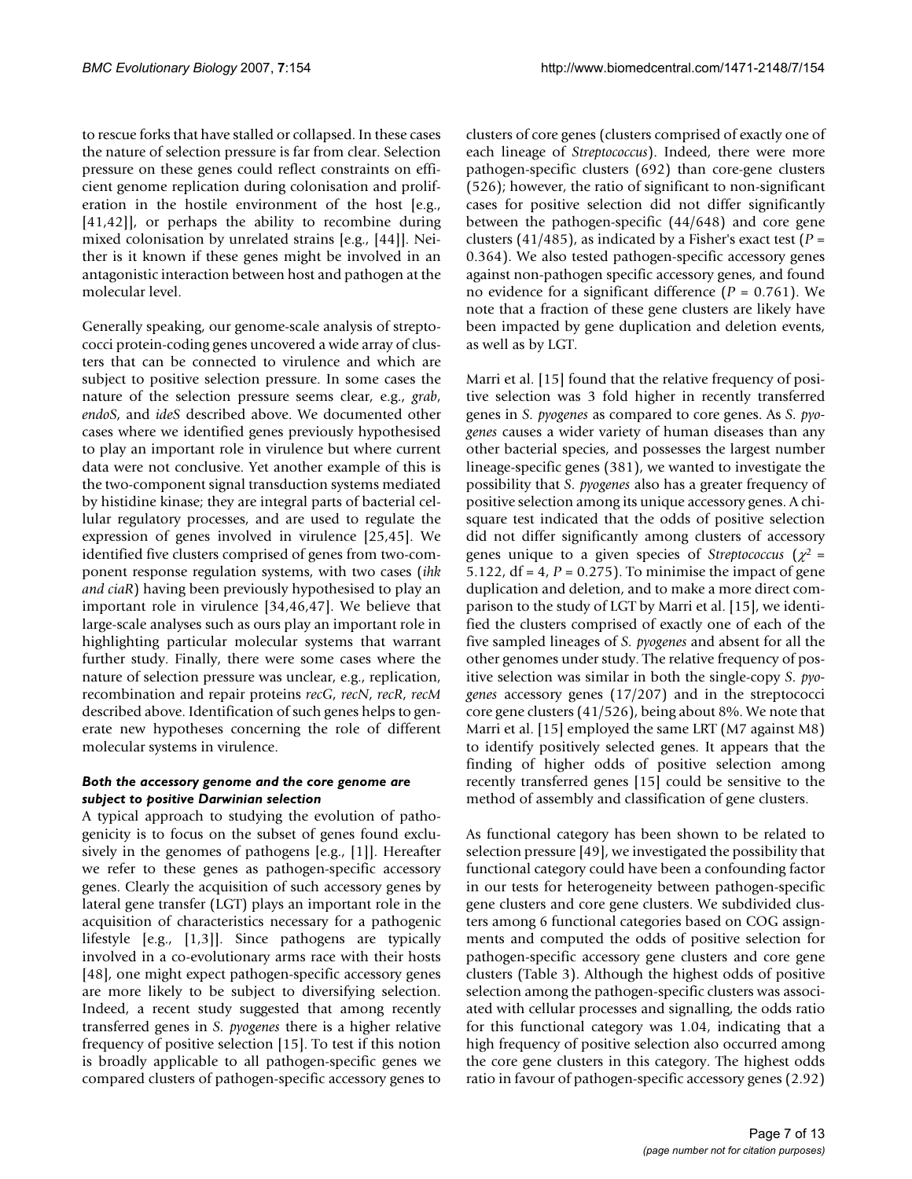to rescue forks that have stalled or collapsed. In these cases the nature of selection pressure is far from clear. Selection pressure on these genes could reflect constraints on efficient genome replication during colonisation and proliferation in the hostile environment of the host [e.g., [41,42]], or perhaps the ability to recombine during mixed colonisation by unrelated strains [e.g., [44]]. Neither is it known if these genes might be involved in an antagonistic interaction between host and pathogen at the molecular level.

Generally speaking, our genome-scale analysis of streptococci protein-coding genes uncovered a wide array of clusters that can be connected to virulence and which are subject to positive selection pressure. In some cases the nature of the selection pressure seems clear, e.g., *grab*, *endoS*, and *ideS* described above. We documented other cases where we identified genes previously hypothesised to play an important role in virulence but where current data were not conclusive. Yet another example of this is the two-component signal transduction systems mediated by histidine kinase; they are integral parts of bacterial cellular regulatory processes, and are used to regulate the expression of genes involved in virulence [25,45]. We identified five clusters comprised of genes from two-component response regulation systems, with two cases (*ihk and ciaR*) having been previously hypothesised to play an important role in virulence [34,46,47]. We believe that large-scale analyses such as ours play an important role in highlighting particular molecular systems that warrant further study. Finally, there were some cases where the nature of selection pressure was unclear, e.g., replication, recombination and repair proteins *recG*, *recN*, *recR*, *recM* described above. Identification of such genes helps to generate new hypotheses concerning the role of different molecular systems in virulence.

#### *Both the accessory genome and the core genome are subject to positive Darwinian selection*

A typical approach to studying the evolution of pathogenicity is to focus on the subset of genes found exclusively in the genomes of pathogens [e.g., [1]]. Hereafter we refer to these genes as pathogen-specific accessory genes. Clearly the acquisition of such accessory genes by lateral gene transfer (LGT) plays an important role in the acquisition of characteristics necessary for a pathogenic lifestyle [e.g., [1,3]]. Since pathogens are typically involved in a co-evolutionary arms race with their hosts [48], one might expect pathogen-specific accessory genes are more likely to be subject to diversifying selection. Indeed, a recent study suggested that among recently transferred genes in *S. pyogenes* there is a higher relative frequency of positive selection [15]. To test if this notion is broadly applicable to all pathogen-specific genes we compared clusters of pathogen-specific accessory genes to clusters of core genes (clusters comprised of exactly one of each lineage of *Streptococcus*). Indeed, there were more pathogen-specific clusters (692) than core-gene clusters (526); however, the ratio of significant to non-significant cases for positive selection did not differ significantly between the pathogen-specific (44/648) and core gene clusters (41/485), as indicated by a Fisher's exact test ($P = 0.364$). We also tested pathogen-specific accessory genes against non-pathogen specific accessory genes, and found no evidence for a significant difference ($P = 0.761$). We note that a fraction of these gene clusters are likely have been impacted by gene duplication and deletion events, as well as by LGT.

Marri et al. [15] found that the relative frequency of positive selection was 3 fold higher in recently transferred genes in *S. pyogenes* as compared to core genes. As *S. pyogenes* causes a wider variety of human diseases than any other bacterial species, and possesses the largest number lineage-specific genes (381), we wanted to investigate the possibility that *S. pyogenes* also has a greater frequency of positive selection among its unique accessory genes. A chi-square test indicated that the odds of positive selection did not differ significantly among clusters of accessory genes unique to a given species of *Streptococcus* ($\chi^2 = 5.122$, df = 4, $P = 0.275$). To minimise the impact of gene duplication and deletion, and to make a more direct comparison to the study of LGT by Marri et al. [15], we identified the clusters comprised of exactly one of each of the five sampled lineages of *S. pyogenes* and absent for all the other genomes under study. The relative frequency of positive selection was similar in both the single-copy *S. pyogenes* accessory genes (17/207) and in the streptococci core gene clusters (41/526), being about 8%. We note that Marri et al. [15] employed the same LRT (M7 against M8) to identify positively selected genes. It appears that the finding of higher odds of positive selection among recently transferred genes [15] could be sensitive to the method of assembly and classification of gene clusters.

As functional category has been shown to be related to selection pressure [49], we investigated the possibility that functional category could have been a confounding factor in our tests for heterogeneity between pathogen-specific gene clusters and core gene clusters. We subdivided clusters among 6 functional categories based on COG assignments and computed the odds of positive selection for pathogen-specific accessory gene clusters and core gene clusters (Table 3). Although the highest odds of positive selection among the pathogen-specific clusters was associated with cellular processes and signalling, the odds ratio for this functional category was 1.04, indicating that a high frequency of positive selection also occurred among the core gene clusters in this category. The highest odds ratio in favour of pathogen-specific accessory genes (2.92)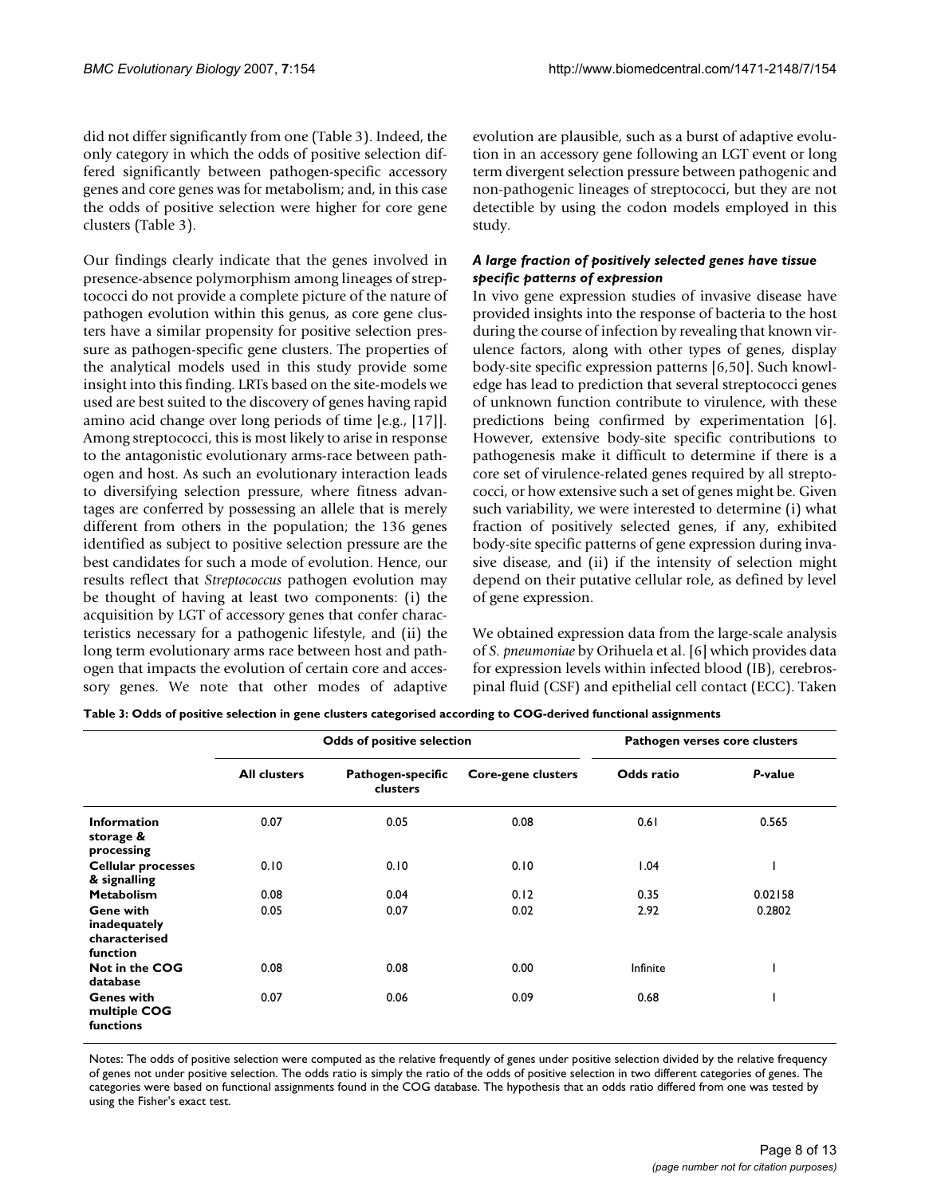did not differ significantly from one (Table 3). Indeed, the only category in which the odds of positive selection differed significantly between pathogen-specific accessory genes and core genes was for metabolism; and, in this case the odds of positive selection were higher for core gene clusters (Table 3).

Our findings clearly indicate that the genes involved in presence-absence polymorphism among lineages of streptococci do not provide a complete picture of the nature of pathogen evolution within this genus, as core gene clusters have a similar propensity for positive selection pressure as pathogen-specific gene clusters. The properties of the analytical models used in this study provide some insight into this finding. LRTs based on the site-models we used are best suited to the discovery of genes having rapid amino acid change over long periods of time [e.g., [17]]. Among streptococci, this is most likely to arise in response to the antagonistic evolutionary arms-race between pathogen and host. As such an evolutionary interaction leads to diversifying selection pressure, where fitness advantages are conferred by possessing an allele that is merely different from others in the population; the 136 genes identified as subject to positive selection pressure are the best candidates for such a mode of evolution. Hence, our results reflect that *Streptococcus* pathogen evolution may be thought of having at least two components: (i) the acquisition by LGT of accessory genes that confer characteristics necessary for a pathogenic lifestyle, and (ii) the long term evolutionary arms race between host and pathogen that impacts the evolution of certain core and accessory genes. We note that other modes of adaptive evolution are plausible, such as a burst of adaptive evolution in an accessory gene following an LGT event or long term divergent selection pressure between pathogenic and non-pathogenic lineages of streptococci, but they are not detectible by using the codon models employed in this study.

### *A large fraction of positively selected genes have tissue specific patterns of expression*

In vivo gene expression studies of invasive disease have provided insights into the response of bacteria to the host during the course of infection by revealing that known virulence factors, along with other types of genes, display body-site specific expression patterns [6,50]. Such knowledge has lead to prediction that several streptococci genes of unknown function contribute to virulence, with these predictions being confirmed by experimentation [6]. However, extensive body-site specific contributions to pathogenesis make it difficult to determine if there is a core set of virulence-related genes required by all streptococci, or how extensive such a set of genes might be. Given such variability, we were interested to determine (i) what fraction of positively selected genes, if any, exhibited body-site specific patterns of gene expression during invasive disease, and (ii) if the intensity of selection might depend on their putative cellular role, as defined by level of gene expression.

We obtained expression data from the large-scale analysis of *S. pneumoniae* by Orihuela et al. [6] which provides data for expression levels within infected blood (IB), cerebrospinal fluid (CSF) and epithelial cell contact (ECC). Taken

**Table 3: Odds of positive selection in gene clusters categorised according to COG-derived functional assignments**

| | Odds of positive selection | | | Pathogen verses core clusters | |
|---|---|---|---|---|---|
| | All clusters | Pathogen-specific clusters | Core-gene clusters | Odds ratio | *P*-value |
| **Information storage & processing** | 0.07 | 0.05 | 0.08 | 0.61 | 0.565 |
| **Cellular processes & signalling** | 0.10 | 0.10 | 0.10 | 1.04 | 1 |
| **Metabolism** | 0.08 | 0.04 | 0.12 | 0.35 | 0.02158 |
| **Gene with inadequately characterised function** | 0.05 | 0.07 | 0.02 | 2.92 | 0.2802 |
| **Not in the COG database** | 0.08 | 0.08 | 0.00 | Infinite | 1 |
| **Genes with multiple COG functions** | 0.07 | 0.06 | 0.09 | 0.68 | 1 |

Notes: The odds of positive selection were computed as the relative frequently of genes under positive selection divided by the relative frequency of genes not under positive selection. The odds ratio is simply the ratio of the odds of positive selection in two different categories of genes. The categories were based on functional assignments found in the COG database. The hypothesis that an odds ratio differed from one was tested by using the Fisher's exact test.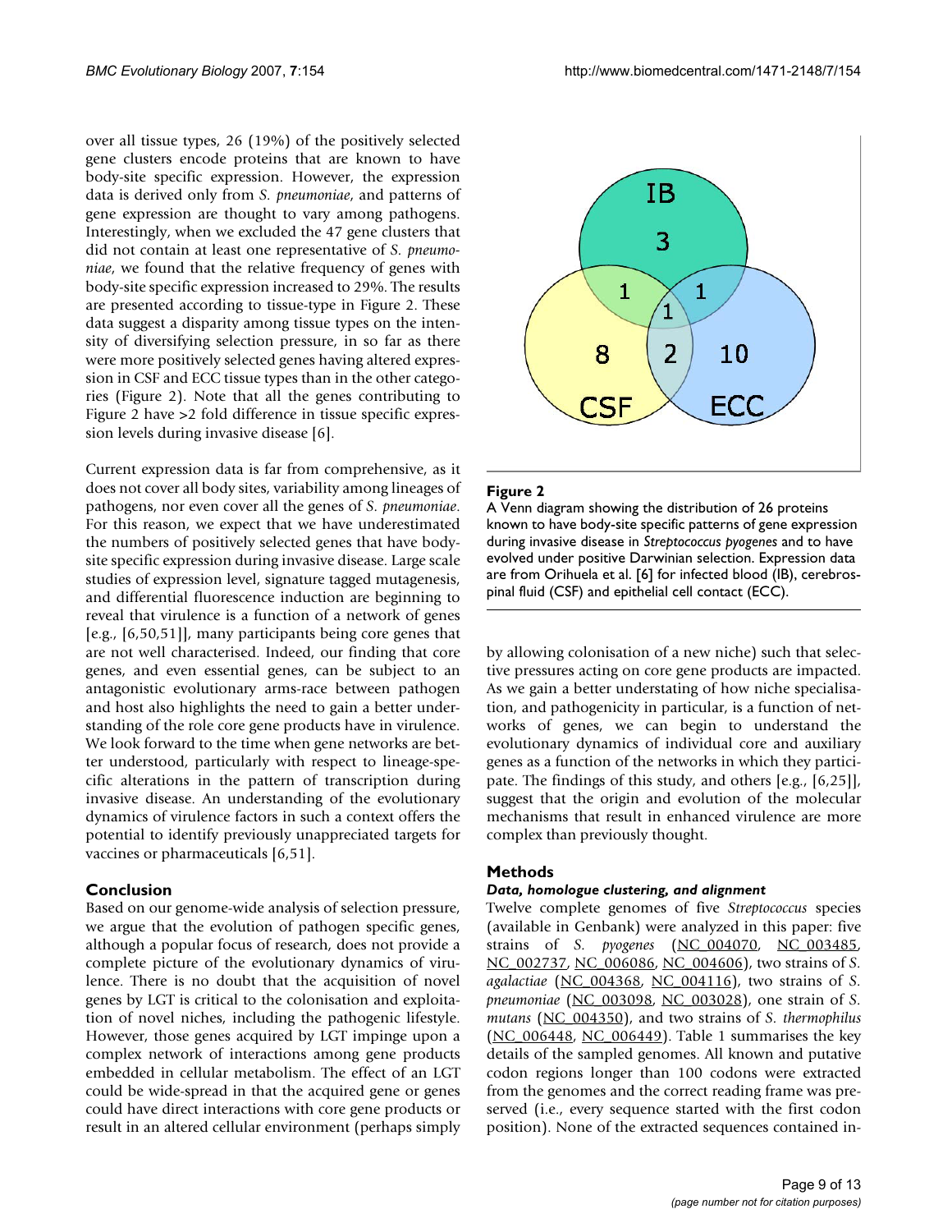over all tissue types, 26 (19%) of the positively selected gene clusters encode proteins that are known to have body-site specific expression. However, the expression data is derived only from *S. pneumoniae*, and patterns of gene expression are thought to vary among pathogens. Interestingly, when we excluded the 47 gene clusters that did not contain at least one representative of *S. pneumoniae*, we found that the relative frequency of genes with body-site specific expression increased to 29%. The results are presented according to tissue-type in Figure 2. These data suggest a disparity among tissue types on the intensity of diversifying selection pressure, in so far as there were more positively selected genes having altered expression in CSF and ECC tissue types than in the other categories (Figure 2). Note that all the genes contributing to Figure 2 have >2 fold difference in tissue specific expression levels during invasive disease [6].

Current expression data is far from comprehensive, as it does not cover all body sites, variability among lineages of pathogens, nor even cover all the genes of *S. pneumoniae*. For this reason, we expect that we have underestimated the numbers of positively selected genes that have body-site specific expression during invasive disease. Large scale studies of expression level, signature tagged mutagenesis, and differential fluorescence induction are beginning to reveal that virulence is a function of a network of genes [e.g., [6,50,51]], many participants being core genes that are not well characterised. Indeed, our finding that core genes, and even essential genes, can be subject to an antagonistic evolutionary arms-race between pathogen and host also highlights the need to gain a better understanding of the role core gene products have in virulence. We look forward to the time when gene networks are better understood, particularly with respect to lineage-specific alterations in the pattern of transcription during invasive disease. An understanding of the evolutionary dynamics of virulence factors in such a context offers the potential to identify previously unappreciated targets for vaccines or pharmaceuticals [6,51].

**Figure 2**

A Venn diagram showing the distribution of 26 proteins known to have body-site specific patterns of gene expression during invasive disease in *Streptococcus pyogenes* and to have evolved under positive Darwinian selection. Expression data are from Orihuela et al. [6] for infected blood (IB), cerebrospinal fluid (CSF) and epithelial cell contact (ECC).

## Conclusion

Based on our genome-wide analysis of selection pressure, we argue that the evolution of pathogen specific genes, although a popular focus of research, does not provide a complete picture of the evolutionary dynamics of virulence. There is no doubt that the acquisition of novel genes by LGT is critical to the colonisation and exploitation of novel niches, including the pathogenic lifestyle. However, those genes acquired by LGT impinge upon a complex network of interactions among gene products embedded in cellular metabolism. The effect of an LGT could be wide-spread in that the acquired gene or genes could have direct interactions with core gene products or result in an altered cellular environment (perhaps simply by allowing colonisation of a new niche) such that selective pressures acting on core gene products are impacted. As we gain a better understating of how niche specialisation, and pathogenicity in particular, is a function of networks of genes, we can begin to understand the evolutionary dynamics of individual core and auxiliary genes as a function of the networks in which they participate. The findings of this study, and others [e.g., [6,25]], suggest that the origin and evolution of the molecular mechanisms that result in enhanced virulence are more complex than previously thought.

## Methods

### *Data, homologue clustering, and alignment*

Twelve complete genomes of five *Streptococcus* species (available in Genbank) were analyzed in this paper: five strains of *S. pyogenes* (NC_004070, NC_003485, NC_002737, NC_006086, NC_004606), two strains of *S. agalactiae* (NC_004368, NC_004116), two strains of *S. pneumoniae* (NC_003098, NC_003028), one strain of *S. mutans* (NC_004350), and two strains of *S. thermophilus* (NC_006448, NC_006449). Table 1 summarises the key details of the sampled genomes. All known and putative codon regions longer than 100 codons were extracted from the genomes and the correct reading frame was preserved (i.e., every sequence started with the first codon position). None of the extracted sequences contained in-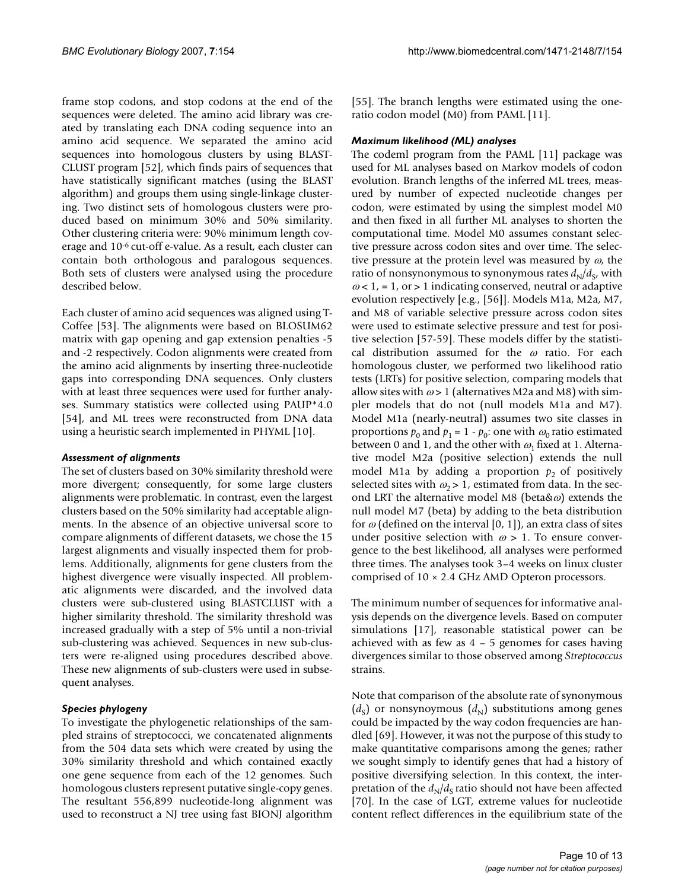frame stop codons, and stop codons at the end of the sequences were deleted. The amino acid library was created by translating each DNA coding sequence into an amino acid sequence. We separated the amino acid sequences into homologous clusters by using BLASTCLUST program [52], which finds pairs of sequences that have statistically significant matches (using the BLAST algorithm) and groups them using single-linkage clustering. Two distinct sets of homologous clusters were produced based on minimum 30% and 50% similarity. Other clustering criteria were: 90% minimum length coverage and $10^{-6}$ cut-off e-value. As a result, each cluster can contain both orthologous and paralogous sequences. Both sets of clusters were analysed using the procedure described below.

Each cluster of amino acid sequences was aligned using T-Coffee [53]. The alignments were based on BLOSUM62 matrix with gap opening and gap extension penalties -5 and -2 respectively. Codon alignments were created from the amino acid alignments by inserting three-nucleotide gaps into corresponding DNA sequences. Only clusters with at least three sequences were used for further analyses. Summary statistics were collected using PAUP*4.0 [54], and ML trees were reconstructed from DNA data using a heuristic search implemented in PHYML [10].

### *Assessment of alignments*

The set of clusters based on 30% similarity threshold were more divergent; consequently, for some large clusters alignments were problematic. In contrast, even the largest clusters based on the 50% similarity had acceptable alignments. In the absence of an objective universal score to compare alignments of different datasets, we chose the 15 largest alignments and visually inspected them for problems. Additionally, alignments for gene clusters from the highest divergence were visually inspected. All problematic alignments were discarded, and the involved data clusters were sub-clustered using BLASTCLUST with a higher similarity threshold. The similarity threshold was increased gradually with a step of 5% until a non-trivial sub-clustering was achieved. Sequences in new sub-clusters were re-aligned using procedures described above. These new alignments of sub-clusters were used in subsequent analyses.

### *Species phylogeny*

To investigate the phylogenetic relationships of the sampled strains of streptococci, we concatenated alignments from the 504 data sets which were created by using the 30% similarity threshold and which contained exactly one gene sequence from each of the 12 genomes. Such homologous clusters represent putative single-copy genes. The resultant 556,899 nucleotide-long alignment was used to reconstruct a NJ tree using fast BIONJ algorithm [55]. The branch lengths were estimated using the one-ratio codon model (M0) from PAML [11].

### *Maximum likelihood (ML) analyses*

The codeml program from the PAML [11] package was used for ML analyses based on Markov models of codon evolution. Branch lengths of the inferred ML trees, measured by number of expected nucleotide changes per codon, were estimated by using the simplest model M0 and then fixed in all further ML analyses to shorten the computational time. Model M0 assumes constant selective pressure across codon sites and over time. The selective pressure at the protein level was measured by $\omega$, the ratio of nonsynonymous to synonymous rates $d_N/d_S$, with $\omega < 1$, $= 1$, or $> 1$ indicating conserved, neutral or adaptive evolution respectively [e.g., [56]]. Models M1a, M2a, M7, and M8 of variable selective pressure across codon sites were used to estimate selective pressure and test for positive selection [57-59]. These models differ by the statistical distribution assumed for the $\omega$ ratio. For each homologous cluster, we performed two likelihood ratio tests (LRTs) for positive selection, comparing models that allow sites with $\omega > 1$ (alternatives M2a and M8) with simpler models that do not (null models M1a and M7). Model M1a (nearly-neutral) assumes two site classes in proportions $p_0$ and $p_1 = 1 - p_0$: one with $\omega_0$ ratio estimated between 0 and 1, and the other with $\omega_1$ fixed at 1. Alternative model M2a (positive selection) extends the null model M1a by adding a proportion $p_2$ of positively selected sites with $\omega_2 > 1$, estimated from data. In the second LRT the alternative model M8 (beta&$\omega$) extends the null model M7 (beta) by adding to the beta distribution for $\omega$ (defined on the interval [0, 1]), an extra class of sites under positive selection with $\omega > 1$. To ensure convergence to the best likelihood, all analyses were performed three times. The analyses took 3–4 weeks on linux cluster comprised of 10 × 2.4 GHz AMD Opteron processors.

The minimum number of sequences for informative analysis depends on the divergence levels. Based on computer simulations [17], reasonable statistical power can be achieved with as few as 4 – 5 genomes for cases having divergences similar to those observed among *Streptococcus* strains.

Note that comparison of the absolute rate of synonymous ($d_S$) or nonsynoymous ($d_N$) substitutions among genes could be impacted by the way codon frequencies are handled [69]. However, it was not the purpose of this study to make quantitative comparisons among the genes; rather we sought simply to identify genes that had a history of positive diversifying selection. In this context, the interpretation of the $d_N/d_S$ ratio should not have been affected [70]. In the case of LGT, extreme values for nucleotide content reflect differences in the equilibrium state of the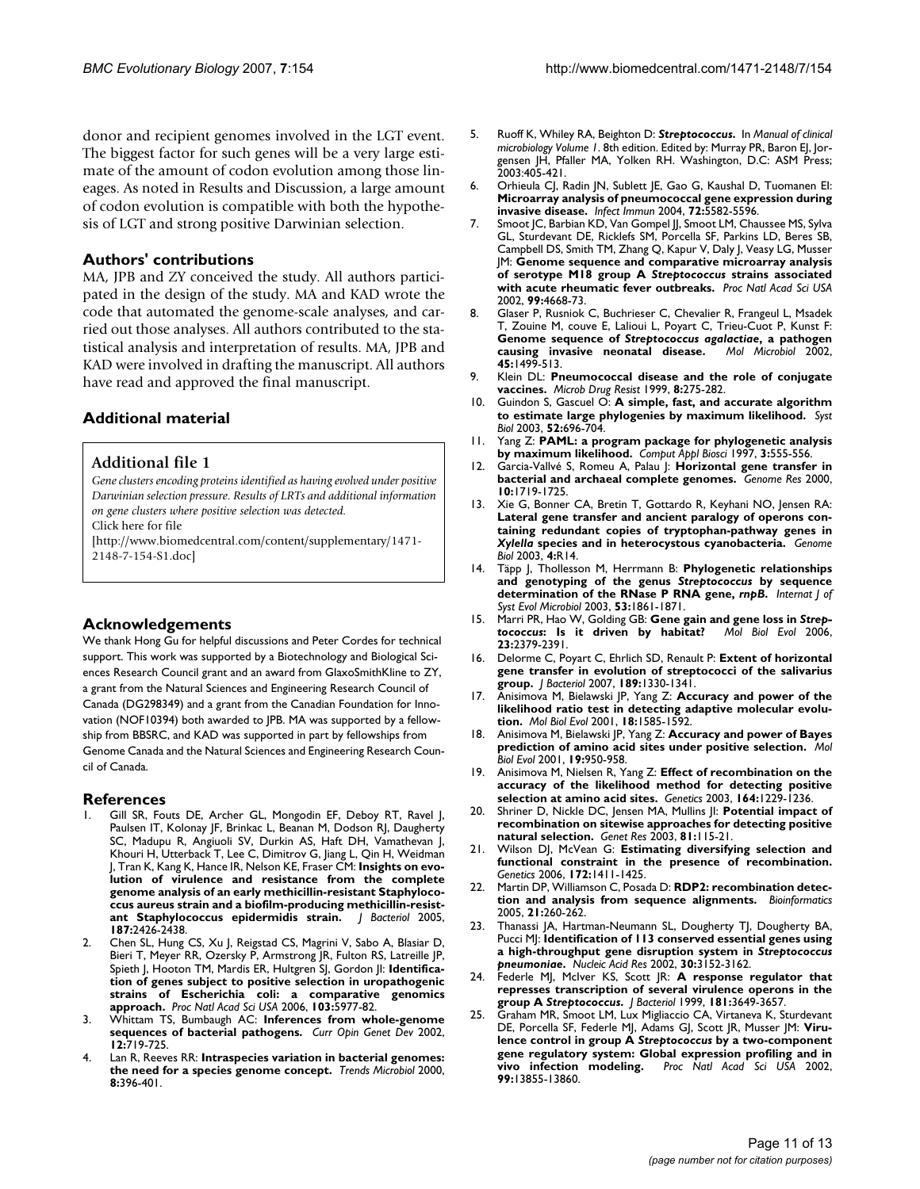donor and recipient genomes involved in the LGT event. The biggest factor for such genes will be a very large estimate of the amount of codon evolution among those lineages. As noted in Results and Discussion, a large amount of codon evolution is compatible with both the hypothesis of LGT and strong positive Darwinian selection.

## Authors' contributions

MA, JPB and ZY conceived the study. All authors participated in the design of the study. MA and KAD wrote the code that automated the genome-scale analyses, and carried out those analyses. All authors contributed to the statistical analysis and interpretation of results. MA, JPB and KAD were involved in drafting the manuscript. All authors have read and approved the final manuscript.

## Additional material

### Additional file 1

*Gene clusters encoding proteins identified as having evolved under positive Darwinian selection pressure. Results of LRTs and additional information on gene clusters where positive selection was detected.*
Click here for file
[http://www.biomedcentral.com/content/supplementary/1471-2148-7-154-S1.doc]

## Acknowledgements

We thank Hong Gu for helpful discussions and Peter Cordes for technical support. This work was supported by a Biotechnology and Biological Sciences Research Council grant and an award from GlaxoSmithKline to ZY, a grant from the Natural Sciences and Engineering Research Council of Canada (DG298349) and a grant from the Canadian Foundation for Innovation (NOF10394) both awarded to JPB. MA was supported by a fellowship from BBSRC, and KAD was supported in part by fellowships from Genome Canada and the Natural Sciences and Engineering Research Council of Canada.

## References

1. Gill SR, Fouts DE, Archer GL, Mongodin EF, Deboy RT, Ravel J, Paulsen IT, Kolonay JF, Brinkac L, Beanan M, Dodson RJ, Daugherty SC, Madupu R, Angiuoli SV, Durkin AS, Haft DH, Vamathevan J, Khouri H, Utterback T, Lee C, Dimitrov G, Jiang L, Qin H, Weidman J, Tran K, Kang K, Hance IR, Nelson KE, Fraser CM: **Insights on evolution of virulence and resistance from the complete genome analysis of an early methicillin-resistant Staphylococcus aureus strain and a biofilm-producing methicillin-resistant Staphylococcus epidermidis strain.** *J Bacteriol* 2005, **187:**2426-2438.
2. Chen SL, Hung CS, Xu J, Reigstad CS, Magrini V, Sabo A, Blasiar D, Bieri T, Meyer RR, Ozersky P, Armstrong JR, Fulton RS, Latreille JP, Spieth J, Hooton TM, Mardis ER, Hultgren SJ, Gordon JI: **Identification of genes subject to positive selection in uropathogenic strains of Escherichia coli: a comparative genomics approach.** *Proc Natl Acad Sci USA* 2006, **103:**5977-82.
3. Whittam TS, Bumbaugh AC: **Inferences from whole-genome sequences of bacterial pathogens.** *Curr Opin Genet Dev* 2002, **12:**719-725.
4. Lan R, Reeves RR: **Intraspecies variation in bacterial genomes: the need for a species genome concept.** *Trends Microbiol* 2000, **8:**396-401.
5. Ruoff K, Whiley RA, Beighton D: ***Streptococcus.*** In *Manual of clinical microbiology Volume 1*. 8th edition. Edited by: Murray PR, Baron EJ, Jorgensen JH, Pfaller MA, Yolken RH. Washington, D.C: ASM Press; 2003:405-421.
6. Orhieula CJ, Radin JN, Sublett JE, Gao G, Kaushal D, Tuomanen EI: **Microarray analysis of pneumococcal gene expression during invasive disease.** *Infect Immun* 2004, **72:**5582-5596.
7. Smoot JC, Barbian KD, Van Gompel JJ, Smoot LM, Chaussee MS, Sylva GL, Sturdevant DE, Ricklefs SM, Porcella SF, Parkins LD, Beres SB, Campbell DS, Smith TM, Zhang Q, Kapur V, Daly J, Veasy LG, Musser JM: **Genome sequence and comparative microarray analysis of serotype M18 group A *Streptococcus* strains associated with acute rheumatic fever outbreaks.** *Proc Natl Acad Sci USA* 2002, **99:**4668-73.
8. Glaser P, Rusniok C, Buchrieser C, Chevalier R, Frangeul L, Msadek T, Zouine M, couve E, Lalioui L, Poyart C, Trieu-Cuot P, Kunst F: **Genome sequence of *Streptococcus agalactiae*, a pathogen causing invasive neonatal disease.** *Mol Microbiol* 2002, **45:**1499-513.
9. Klein DL: **Pneumococcal disease and the role of conjugate vaccines.** *Microb Drug Resist* 1999, **8:**275-282.
10. Guindon S, Gascuel O: **A simple, fast, and accurate algorithm to estimate large phylogenies by maximum likelihood.** *Syst Biol* 2003, **52:**696-704.
11. Yang Z: **PAML: a program package for phylogenetic analysis by maximum likelihood.** *Comput Appl Biosci* 1997, **3:**555-556.
12. Garcia-Vallvé S, Romeu A, Palau J: **Horizontal gene transfer in bacterial and archaeal complete genomes.** *Genome Res* 2000, **10:**1719-1725.
13. Xie G, Bonner CA, Bretin T, Gottardo R, Keyhani NO, Jensen RA: **Lateral gene transfer and ancient paralogy of operons containing redundant copies of tryptophan-pathway genes in *Xylella* species and in heterocystous cyanobacteria.** *Genome Biol* 2003, **4:**R14.
14. Tapp J, Thollesson M, Herrmann B: **Phylogenetic relationships and genotyping of the genus *Streptococcus* by sequence determination of the RNase P RNA gene, *rnpB*.** *Internat J of Syst Evol Microbiol* 2003, **53:**1861-1871.
15. Marri PR, Hao W, Golding GB: **Gene gain and gene loss in *Streptococcus*: Is it driven by habitat?** *Mol Biol Evol* 2006, **23:**2379-2391.
16. Delorme C, Poyart C, Ehrlich SD, Renault P: **Extent of horizontal gene transfer in evolution of streptococci of the salivarius group.** *J Bacteriol* 2007, **189:**1330-1341.
17. Anisimova M, Bielawski JP, Yang Z: **Accuracy and power of the likelihood ratio test in detecting adaptive molecular evolution.** *Mol Biol Evol* 2001, **18:**1585-1592.
18. Anisimova M, Bielawski JP, Yang Z: **Accuracy and power of Bayes prediction of amino acid sites under positive selection.** *Mol Biol Evol* 2001, **19:**950-958.
19. Anisimova M, Nielsen R, Yang Z: **Effect of recombination on the accuracy of the likelihood method for detecting positive selection at amino acid sites.** *Genetics* 2003, **164:**1229-1236.
20. Shriner D, Nickle DC, Jensen MA, Mullins JI: **Potential impact of recombination on sitewise approaches for detecting positive natural selection.** *Genet Res* 2003, **81:**115-21.
21. Wilson DJ, McVean G: **Estimating diversifying selection and functional constraint in the presence of recombination.** *Genetics* 2006, **172:**1411-1425.
22. Martin DP, Williamson C, Posada D: **RDP2: recombination detection and analysis from sequence alignments.** *Bioinformatics* 2005, **21:**260-262.
23. Thanassi JA, Hartman-Neumann SL, Dougherty TJ, Dougherty BA, Pucci MJ: **Identification of 113 conserved essential genes using a high-throughput gene disruption system in *Streptococcus pneumoniae*.** *Nucleic Acid Res* 2002, **30:**3152-3162.
24. Federle MJ, McIver KS, Scott JR: **A response regulator that represses transcription of several virulence operons in the group A *Streptococcus*.** *J Bacteriol* 1999, **181:**3649-3657.
25. Graham MR, Smoot LM, Lux Migliaccio CA, Virtaneva K, Sturdevant DE, Porcella SF, Federle MJ, Adams GJ, Scott JR, Musser JM: **Virulence control in group A *Streptococcus* by a two-component gene regulatory system: Global expression profiling and in vivo infection modeling.** *Proc Natl Acad Sci USA* 2002, **99:**13855-13860.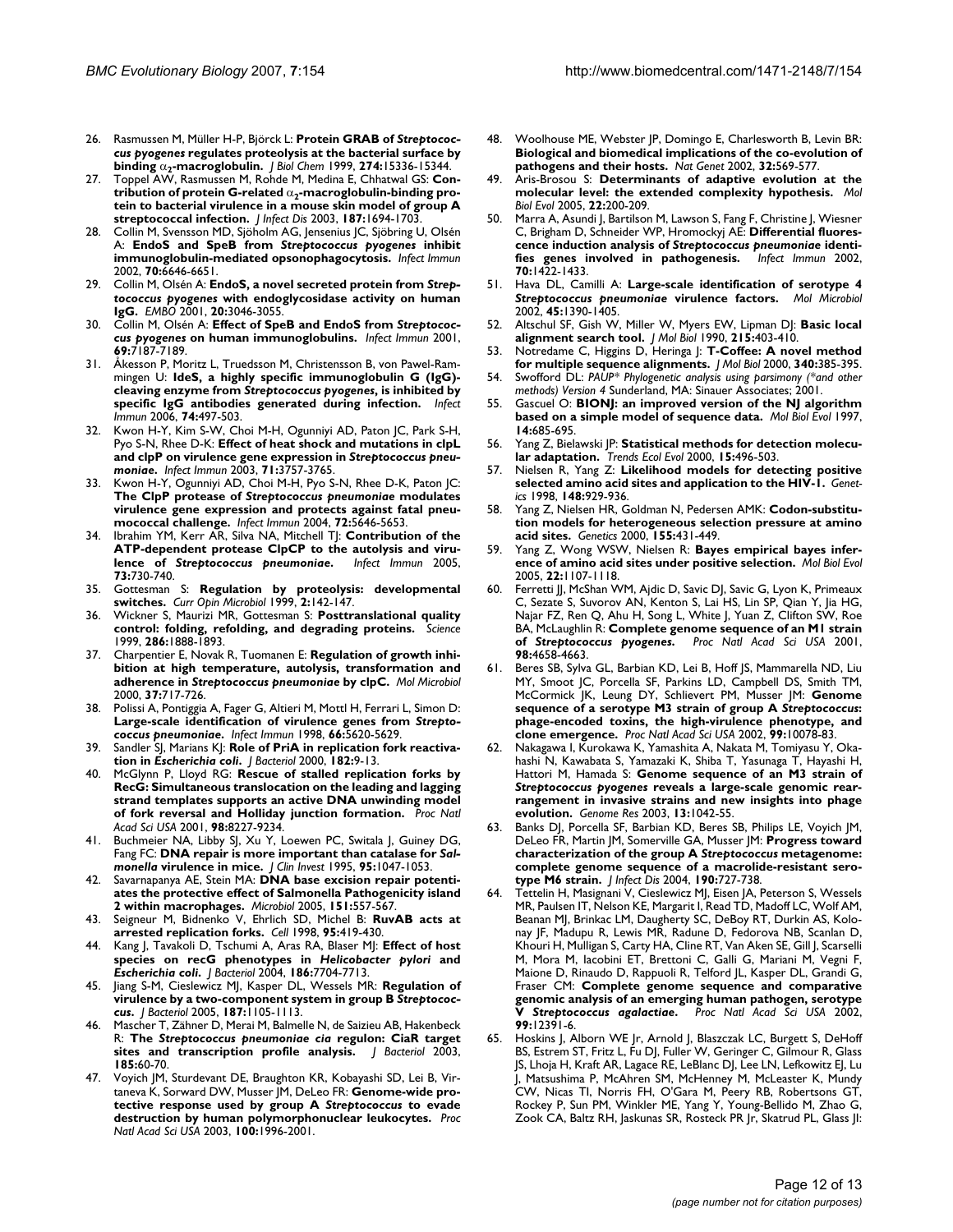26. Rasmussen M, Müller H-P, Björck L: **Protein GRAB of *Streptococcus pyogenes* regulates proteolysis at the bacterial surface by binding $\alpha_2$-macroglobulin.** *J Biol Chem* 1999, **274:**15336-15344.
27. Toppel AW, Rasmussen M, Rohde M, Medina E, Chhatwal GS: **Contribution of protein G-related $\alpha_2$-macroglobulin-binding protein to bacterial virulence in a mouse skin model of group A streptococcal infection.** *J Infect Dis* 2003, **187:**1694-1703.
28. Collin M, Svensson MD, Sjöholm AG, Jensenius JC, Sjöbring U, Olsén A: **EndoS and SpeB from *Streptococcus pyogenes* inhibit immunoglobulin-mediated opsonophagocytosis.** *Infect Immun* 2002, **70:**6646-6651.
29. Collin M, Olsén A: **EndoS, a novel secreted protein from *Streptococcus pyogenes* with endoglycosidase activity on human IgG.** *EMBO* 2001, **20:**3046-3055.
30. Collin M, Olsén A: **Effect of SpeB and EndoS from *Streptococcus pyogenes* on human immunoglobulins.** *Infect Immun* 2001, **69:**7187-7189.
31. Åkesson P, Moritz L, Truedsson M, Christensson B, von Pawel-Rammingen U: **IdeS, a highly specific immunoglobulin G (IgG)-cleaving enzyme from *Streptococcus pyogenes*, is inhibited by specific IgG antibodies generated during infection.** *Infect Immun* 2006, **74:**497-503.
32. Kwon H-Y, Kim S-W, Choi M-H, Ogunniyi AD, Paton JC, Park S-H, Pyo S-N, Rhee D-K: **Effect of heat shock and mutations in clpL and clpP on virulence gene expression in *Streptococcus pneumoniae*.** *Infect Immun* 2003, **71:**3757-3765.
33. Kwon H-Y, Ogunniyi AD, Choi M-H, Pyo S-N, Rhee D-K, Paton JC: **The ClpP protease of *Streptococcus pneumoniae* modulates virulence gene expression and protects against fatal pneumococcal challenge.** *Infect Immun* 2004, **72:**5646-5653.
34. Ibrahim YM, Kerr AR, Silva NA, Mitchell TJ: **Contribution of the ATP-dependent protease ClpCP to the autolysis and virulence of *Streptococcus pneumoniae*.** *Infect Immun* 2005, **73:**730-740.
35. Gottesman S: **Regulation by proteolysis: developmental switches.** *Curr Opin Microbiol* 1999, **2:**142-147.
36. Wickner S, Maurizi MR, Gottesman S: **Posttranslational quality control: folding, refolding, and degrading proteins.** *Science* 1999, **286:**1888-1893.
37. Charpentier E, Novak R, Tuomanen E: **Regulation of growth inhibition at high temperature, autolysis, transformation and adherence in *Streptococcus pneumoniae* by clpC.** *Mol Microbiol* 2000, **37:**717-726.
38. Polissi A, Pontiggia A, Fager G, Altieri M, Mottl H, Ferrari L, Simon D: **Large-scale identification of virulence genes from *Streptococcus pneumoniae*.** *Infect Immun* 1998, **66:**5620-5629.
39. Sandler SJ, Marians KJ: **Role of PriA in replication fork reactivation in *Escherichia coli*.** *J Bacteriol* 2000, **182:**9-13.
40. McGlynn P, Lloyd RG: **Rescue of stalled replication forks by RecG: Simultaneous translocation on the leading and lagging strand templates supports an active DNA unwinding model of fork reversal and Holliday junction formation.** *Proc Natl Acad Sci USA* 2001, **98:**8227-9234.
41. Buchmeier NA, Libby SJ, Xu Y, Loewen PC, Switala J, Guiney DG, Fang FC: **DNA repair is more important than catalase for *Salmonella* virulence in mice.** *J Clin Invest* 1995, **95:**1047-1053.
42. Savarnapanya AE, Stein MA: **DNA base excision repair potentiates the protective effect of Salmonella Pathogenicity island 2 within macrophages.** *Microbiol* 2005, **151:**557-567.
43. Seigneur M, Bidnenko V, Ehrlich SD, Michel B: **RuvAB acts at arrested replication forks.** *Cell* 1998, **95:**419-430.
44. Kang J, Tavakoli D, Tschumi A, Aras RA, Blaser MJ: **Effect of host species on recG phenotypes in *Helicobacter pylori* and *Escherichia coli*.** *J Bacteriol* 2004, **186:**7704-7713.
45. Jiang S-M, Cieslewicz MJ, Kasper DL, Wessels MR: **Regulation of virulence by a two-component system in group B *Streptococcus*.** *J Bacteriol* 2005, **187:**1105-1113.
46. Mascher T, Zähner D, Merai M, Balmelle N, de Saizieu AB, Hakenbeck R: **The *Streptococcus pneumoniae cia* regulon: CiaR target sites and transcription profile analysis.** *J Bacteriol* 2003, **185:**60-70.
47. Voyich JM, Sturdevant DE, Braughton KR, Kobayashi SD, Lei B, Virtaneva K, Sorward DW, Musser JM, DeLeo FR: **Genome-wide protective response used by group A *Streptococcus* to evade destruction by human polymorphonuclear leukocytes.** *Proc Natl Acad Sci USA* 2003, **100:**1996-2001.
48. Woolhouse ME, Webster JP, Domingo E, Charlesworth B, Levin BR: **Biological and biomedical implications of the co-evolution of pathogens and their hosts.** *Nat Genet* 2002, **32:**569-577.
49. Aris-Brosou S: **Determinants of adaptive evolution at the molecular level: the extended complexity hypothesis.** *Mol Biol Evol* 2005, **22:**200-209.
50. Marra A, Asundi J, Bartilson M, Lawson S, Fang F, Christine J, Wiesner C, Brigham D, Schneider WP, Hromockyj AE: **Differential fluorescence induction analysis of *Streptococcus pneumoniae* identifies genes involved in pathogenesis.** *Infect Immun* 2002, **70:**1422-1433.
51. Hava DL, Camilli A: **Large-scale identification of serotype 4 *Streptococcus pneumoniae* virulence factors.** *Mol Microbiol* 2002, **45:**1390-1405.
52. Altschul SF, Gish W, Miller W, Myers EW, Lipman DJ: **Basic local alignment search tool.** *J Mol Biol* 1990, **215:**403-410.
53. Notredame C, Higgins D, Heringa J: **T-Coffee: A novel method for multiple sequence alignments.** *J Mol Biol* 2000, **340:**385-395.
54. Swofford DL: *PAUP\* Phylogenetic analysis using parsimony (\*and other methods) Version 4* Sunderland, MA: Sinauer Associates; 2001.
55. Gascuel O: **BIONJ: an improved version of the NJ algorithm based on a simple model of sequence data.** *Mol Biol Evol* 1997, **14:**685-695.
56. Yang Z, Bielawski JP: **Statistical methods for detection molecular adaptation.** *Trends Ecol Evol* 2000, **15:**496-503.
57. Nielsen R, Yang Z: **Likelihood models for detecting positive selected amino acid sites and application to the HIV-1.** *Genetics* 1998, **148:**929-936.
58. Yang Z, Nielsen HR, Goldman N, Pedersen AMK: **Codon-substitution models for heterogeneous selection pressure at amino acid sites.** *Genetics* 2000, **155:**431-449.
59. Yang Z, Wong WSW, Nielsen R: **Bayes empirical bayes inference of amino acid sites under positive selection.** *Mol Biol Evol* 2005, **22:**1107-1118.
60. Ferretti JJ, McShan WM, Ajdic D, Savic DJ, Savic G, Lyon K, Primeaux C, Sezate S, Suvorov AN, Kenton S, Lai HS, Lin SP, Qian Y, Jia HG, Najar FZ, Ren Q, Ahu H, Song L, White J, Yuan Z, Clifton SW, Roe BA, McLaughlin R: **Complete genome sequence of an M1 strain of *Streptococcus pyogenes*.** *Proc Natl Acad Sci USA* 2001, **98:**4658-4663.
61. Beres SB, Sylva GL, Barbian KD, Lei B, Hoff JS, Mammarella ND, Liu MY, Smoot JC, Porcella SF, Parkins LD, Campbell DS, Smith TM, McCormick JK, Leung DY, Schlievert PM, Musser JM: **Genome sequence of a serotype M3 strain of group A *Streptococcus*: phage-encoded toxins, the high-virulence phenotype, and clone emergence.** *Proc Natl Acad Sci USA* 2002, **99:**10078-83.
62. Nakagawa I, Kurokawa K, Yamashita A, Nakata M, Tomiyasu Y, Okahashi N, Kawabata S, Yamazaki K, Shiba T, Yasunaga T, Hayashi H, Hattori M, Hamada S: **Genome sequence of an M3 strain of *Streptococcus pyogenes* reveals a large-scale genomic rearrangement in invasive strains and new insights into phage evolution.** *Genome Res* 2003, **13:**1042-55.
63. Banks DJ, Porcella SF, Barbian KD, Beres SB, Philips LE, Voyich JM, DeLeo FR, Martin JM, Somerville GA, Musser JM: **Progress toward characterization of the group A *Streptococcus* metagenome: complete genome sequence of a macrolide-resistant serotype M6 strain.** *J Infect Dis* 2004, **190:**727-738.
64. Tettelin H, Masignani V, Cieslewicz MJ, Eisen JA, Peterson S, Wessels MR, Paulsen IT, Nelson KE, Margarit I, Read TD, Madoff LC, Wolf AM, Beanan MJ, Brinkac LM, Daugherty SC, DeBoy RT, Durkin AS, Kolonay JF, Madupu R, Lewis MR, Radune D, Fedorova NB, Scanlan D, Khouri H, Mulligan S, Carty HA, Cline RT, Van Aken SE, Gill J, Scarselli M, Mora M, Iacobini ET, Brettoni C, Galli G, Mariani M, Vegni F, Maione D, Rinaudo D, Rappuoli R, Telford JL, Kasper DL, Grandi G, Fraser CM: **Complete genome sequence and comparative genomic analysis of an emerging human pathogen, serotype V *Streptococcus agalactiae*.** *Proc Natl Acad Sci USA* 2002, **99:**12391-6.
65. Hoskins J, Alborn WE Jr, Arnold J, Blaszczak LC, Burgett S, DeHoff BS, Estrem ST, Fritz L, Fu DJ, Fuller W, Geringer C, Gilmour R, Glass JS, Lhoja H, Kraft AR, Lagace RE, LeBlanc DJ, Lee LN, Lefkowitz EJ, Lu J, Matsushima P, McAhren SM, McHenney M, McLeaster K, Mundy CW, Nicas TI, Norris FH, O'Gara M, Peery RB, Robertsons GT, Rockey P, Sun PM, Winkler ME, Yang Y, Young-Bellido M, Zhao G, Zook CA, Baltz RH, Jaskunas SR, Rosteck PR Jr, Skatrud PL, Glass JI: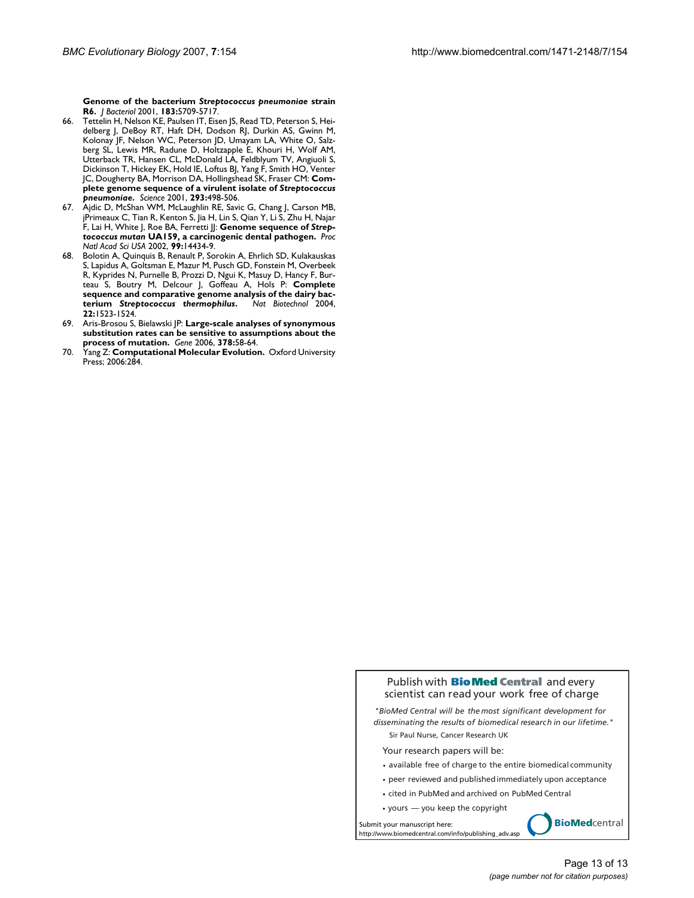**Genome of the bacterium *Streptococcus pneumoniae* strain R6.** *J Bacteriol* 2001, **183:**5709-5717.

66. Tettelin H, Nelson KE, Paulsen IT, Eisen JS, Read TD, Peterson S, Heidelberg J, DeBoy RT, Haft DH, Dodson RJ, Durkin AS, Gwinn M, Kolonay JF, Nelson WC, Peterson JD, Umayam LA, White O, Salzberg SL, Lewis MR, Radune D, Holtzapple E, Khouri H, Wolf AM, Utterback TR, Hansen CL, McDonald LA, Feldblyum TV, Angiuoli S, Dickinson T, Hickey EK, Hold IE, Loftus BJ, Yang F, Smith HO, Venter JC, Dougherty BA, Morrison DA, Hollingshead SK, Fraser CM: **Complete genome sequence of a virulent isolate of *Streptococcus pneumoniae*.** *Science* 2001, **293:**498-506.
67. Ajdic D, McShan WM, McLaughlin RE, Savic G, Chang J, Carson MB, jPrimeaux C, Tian R, Kenton S, Jia H, Lin S, Qian Y, Li S, Zhu H, Najar F, Lai H, White J, Roe BA, Ferretti JJ: **Genome sequence of *Streptococcus mutan* UA159, a carcinogenic dental pathogen.** *Proc Natl Acad Sci USA* 2002, **99:**14434-9.
68. Bolotin A, Quinquis B, Renault P, Sorokin A, Ehrlich SD, Kulakauskas S, Lapidus A, Goltsman E, Mazur M, Pusch GD, Fonstein M, Overbeek R, Kyprides N, Purnelle B, Prozzi D, Ngui K, Masuy D, Hancy F, Burteau S, Boutry M, Delcour J, Goffeau A, Hols P: **Complete sequence and comparative genome analysis of the dairy bacterium *Streptococcus thermophilus*.** *Nat Biotechnol* 2004, **22:**1523-1524.
69. Aris-Brosou S, Bielawski JP: **Large-scale analyses of synonymous substitution rates can be sensitive to assumptions about the process of mutation.** *Gene* 2006, **378:**58-64.
70. Yang Z: **Computational Molecular Evolution.** Oxford University Press; 2006:284.